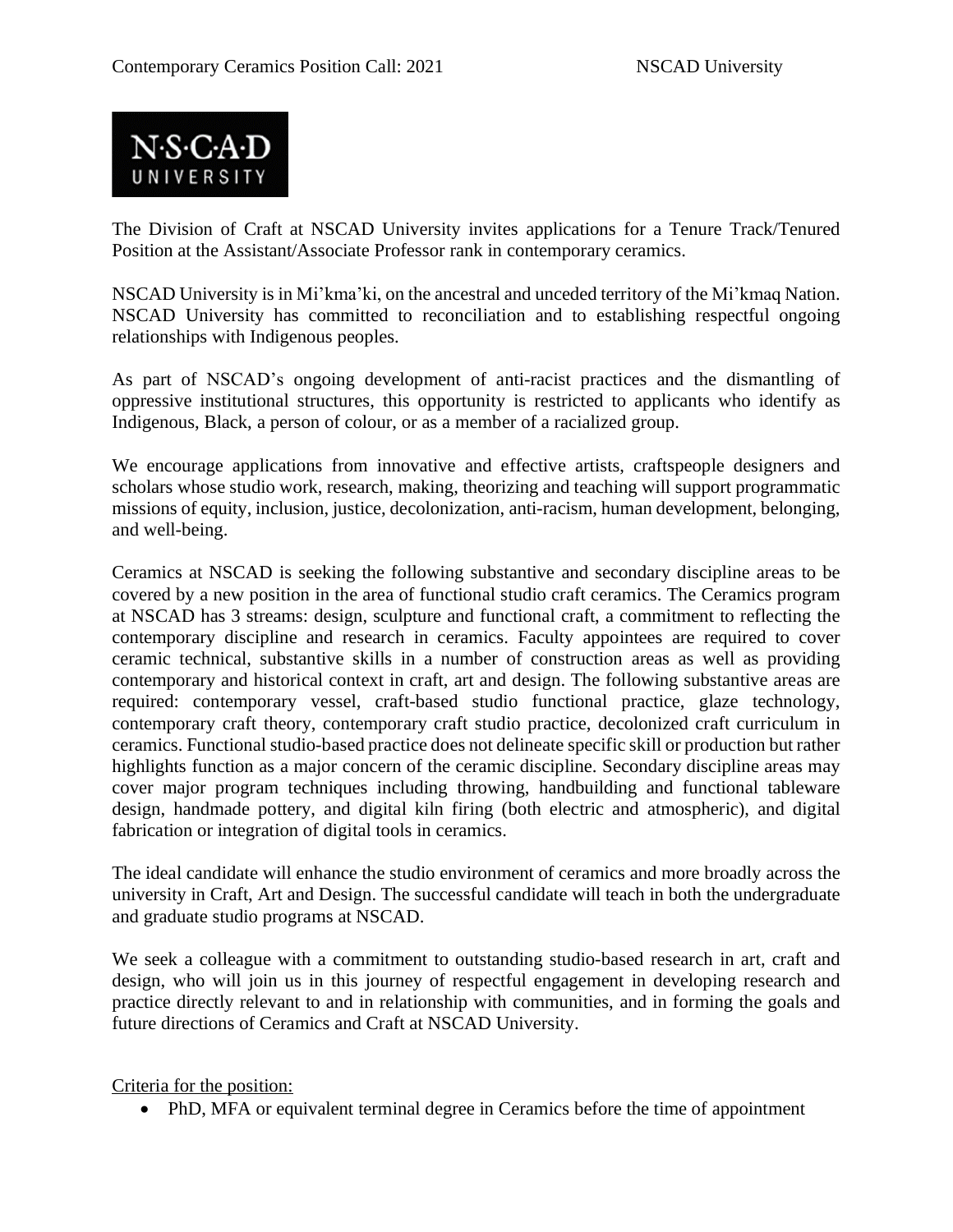The Division of Craft at NSCAD University invites applications for a Tenure Track/Tenured Position at the Assistant/Associate Professor rank in contemporary ceramics.

NSCAD University is in Mi'kma'ki, on the ancestral and unceded territory of the Mi'kmaq Nation. NSCAD University has committed to reconciliation and to establishing respectful ongoing relationships with Indigenous peoples.

As part of NSCAD's ongoing development of anti-racist practices and the dismantling of oppressive institutional structures, this opportunity is restricted to applicants who identify as Indigenous, Black, a person of colour, or as a member of a racialized group.

We encourage applications from innovative and effective artists, craftspeople designers and scholars whose studio work, research, making, theorizing and teaching will support programmatic missions of equity, inclusion, justice, decolonization, anti-racism, human development, belonging, and well-being.

Ceramics at NSCAD is seeking the following substantive and secondary discipline areas to be covered by a new position in the area of functional studio craft ceramics. The Ceramics program at NSCAD has 3 streams: design, sculpture and functional craft, a commitment to reflecting the contemporary discipline and research in ceramics. Faculty appointees are required to cover ceramic technical, substantive skills in a number of construction areas as well as providing contemporary and historical context in craft, art and design. The following substantive areas are required: contemporary vessel, craft-based studio functional practice, glaze technology, contemporary craft theory, contemporary craft studio practice, decolonized craft curriculum in ceramics. Functional studio-based practice does not delineate specific skill or production but rather highlights function as a major concern of the ceramic discipline. Secondary discipline areas may cover major program techniques including throwing, handbuilding and functional tableware design, handmade pottery, and digital kiln firing (both electric and atmospheric), and digital fabrication or integration of digital tools in ceramics.

The ideal candidate will enhance the studio environment of ceramics and more broadly across the university in Craft, Art and Design. The successful candidate will teach in both the undergraduate and graduate studio programs at NSCAD.

We seek a colleague with a commitment to outstanding studio-based research in art, craft and design, who will join us in this journey of respectful engagement in developing research and practice directly relevant to and in relationship with communities, and in forming the goals and future directions of Ceramics and Craft at NSCAD University.

Criteria for the position:

- PhD, MFA or equivalent terminal degree in Ceramics before the time of appointment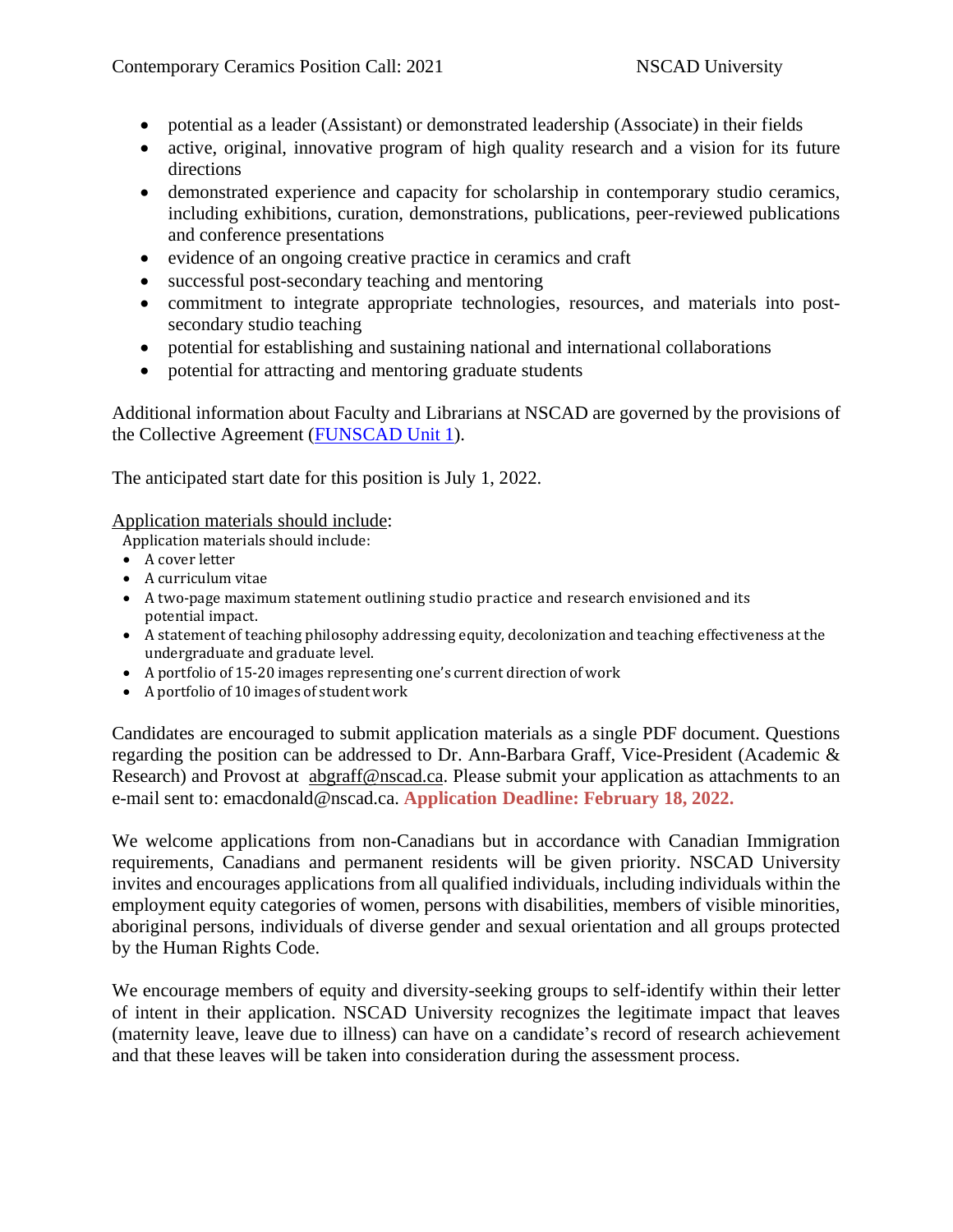- potential as a leader (Assistant) or demonstrated leadership (Associate) in their fields
- active, original, innovative program of high quality research and a vision for its future directions
- demonstrated experience and capacity for scholarship in contemporary studio ceramics, including exhibitions, curation, demonstrations, publications, peer-reviewed publications and conference presentations
- evidence of an ongoing creative practice in ceramics and craft
- successful post-secondary teaching and mentoring
- commitment to integrate appropriate technologies, resources, and materials into post-secondary studio teaching
- potential for establishing and sustaining national and international collaborations
- potential for attracting and mentoring graduate students

Additional information about Faculty and Librarians at NSCAD are governed by the provisions of the Collective Agreement (FUNSCAD Unit 1).

The anticipated start date for this position is July 1, 2022.

Application materials should include:

Application materials should include:

- A cover letter
- A curriculum vitae
- A two-page maximum statement outlining studio practice and research envisioned and its potential impact.
- A statement of teaching philosophy addressing equity, decolonization and teaching effectiveness at the undergraduate and graduate level.
- A portfolio of 15-20 images representing one's current direction of work
- A portfolio of 10 images of student work

Candidates are encouraged to submit application materials as a single PDF document. Questions regarding the position can be addressed to Dr. Ann-Barbara Graff, Vice-President (Academic & Research) and Provost at abgraff@nscad.ca. Please submit your application as attachments to an e-mail sent to: emacdonald@nscad.ca. **Application Deadline: February 18, 2022.**

We welcome applications from non-Canadians but in accordance with Canadian Immigration requirements, Canadians and permanent residents will be given priority. NSCAD University invites and encourages applications from all qualified individuals, including individuals within the employment equity categories of women, persons with disabilities, members of visible minorities, aboriginal persons, individuals of diverse gender and sexual orientation and all groups protected by the Human Rights Code.

We encourage members of equity and diversity-seeking groups to self-identify within their letter of intent in their application. NSCAD University recognizes the legitimate impact that leaves (maternity leave, leave due to illness) can have on a candidate's record of research achievement and that these leaves will be taken into consideration during the assessment process.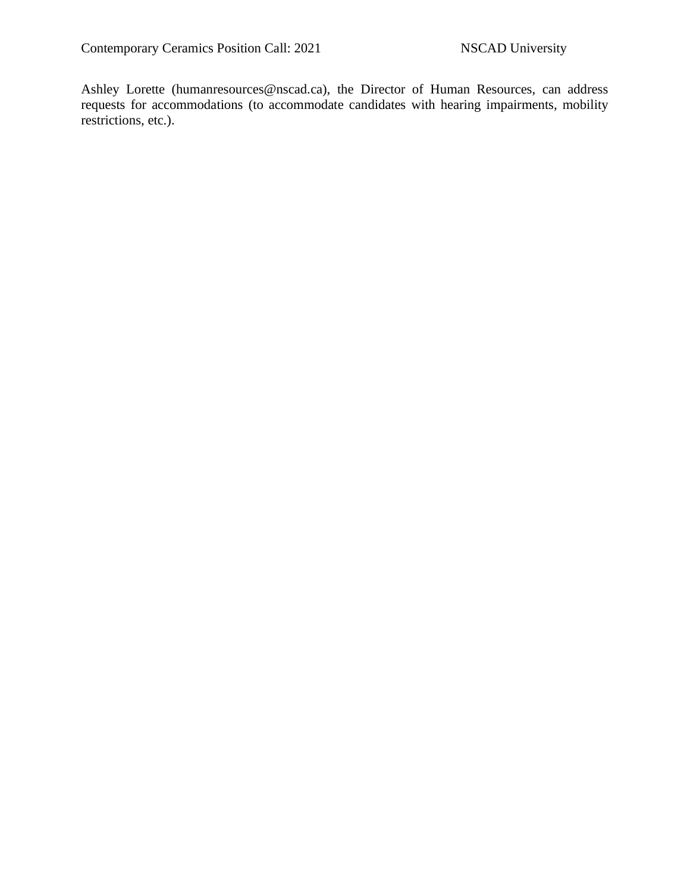Ashley Lorette (humanresources@nscad.ca), the Director of Human Resources, can address requests for accommodations (to accommodate candidates with hearing impairments, mobility restrictions, etc.).